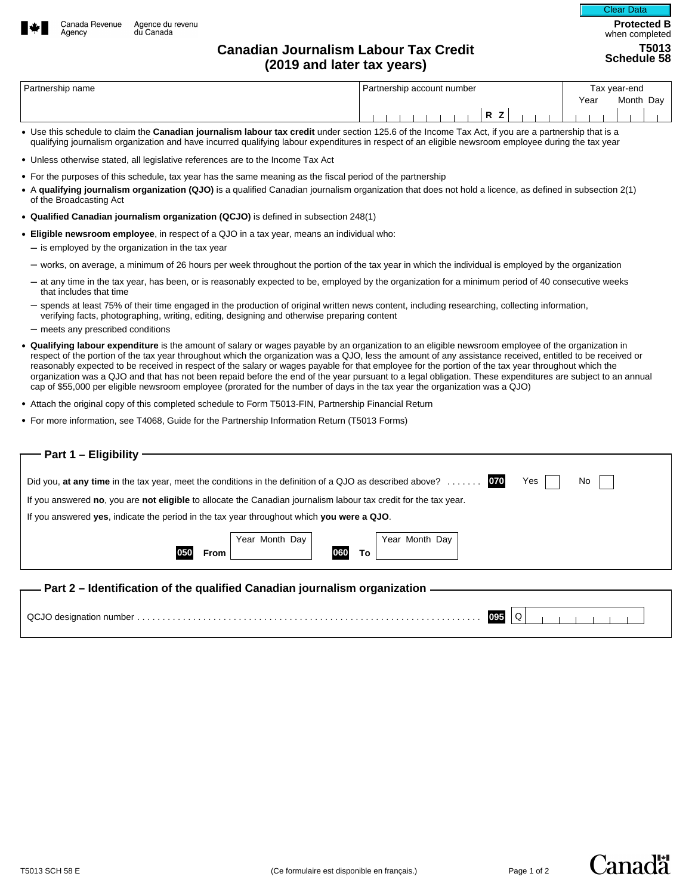Canada Revenue Agency / Agence du revenu du Canada

**Protected B** when completed

# Canadian Journalism Labour Tax Credit (2019 and later tax years)

**T5013 Schedule 58**

| Partnership name | Partnership account number | Tax year-end Year Month Day |
|---|---|---|
| | R Z | |

- Use this schedule to claim the **Canadian journalism labour tax credit** under section 125.6 of the Income Tax Act, if you are a partnership that is a qualifying journalism organization and have incurred qualifying labour expenditures in respect of an eligible newsroom employee during the tax year
- Unless otherwise stated, all legislative references are to the Income Tax Act
- For the purposes of this schedule, tax year has the same meaning as the fiscal period of the partnership
- A **qualifying journalism organization (QJO)** is a qualified Canadian journalism organization that does not hold a licence, as defined in subsection 2(1) of the Broadcasting Act
- **Qualified Canadian journalism organization (QCJO)** is defined in subsection 248(1)
- **Eligible newsroom employee**, in respect of a QJO in a tax year, means an individual who:
  - is employed by the organization in the tax year
  - works, on average, a minimum of 26 hours per week throughout the portion of the tax year in which the individual is employed by the organization
  - at any time in the tax year, has been, or is reasonably expected to be, employed by the organization for a minimum period of 40 consecutive weeks that includes that time
  - spends at least 75% of their time engaged in the production of original written news content, including researching, collecting information, verifying facts, photographing, writing, editing, designing and otherwise preparing content
  - meets any prescribed conditions
- **Qualifying labour expenditure** is the amount of salary or wages payable by an organization to an eligible newsroom employee of the organization in respect of the portion of the tax year throughout which the organization was a QJO, less the amount of any assistance received, entitled to be received or reasonably expected to be received in respect of the salary or wages payable for that employee for the portion of the tax year throughout which the organization was a QJO and that has not been repaid before the end of the year pursuant to a legal obligation. These expenditures are subject to an annual cap of $55,000 per eligible newsroom employee (prorated for the number of days in the tax year the organization was a QJO)
- Attach the original copy of this completed schedule to Form T5013-FIN, Partnership Financial Return
- For more information, see T4068, Guide for the Partnership Information Return (T5013 Forms)

## Part 1 – Eligibility

Did you, **at any time** in the tax year, meet the conditions in the definition of a QJO as described above? ....... **070** Yes ☐ No ☐

If you answered **no**, you are **not eligible** to allocate the Canadian journalism labour tax credit for the tax year.

If you answered **yes**, indicate the period in the tax year throughout which **you were a QJO**.

**050** From (Year Month Day) ________ **060** To (Year Month Day) ________

## Part 2 – Identification of the qualified Canadian journalism organization

QCJO designation number ........ **095** Q ________

T5013 SCH 58 E (Ce formulaire est disponible en français.)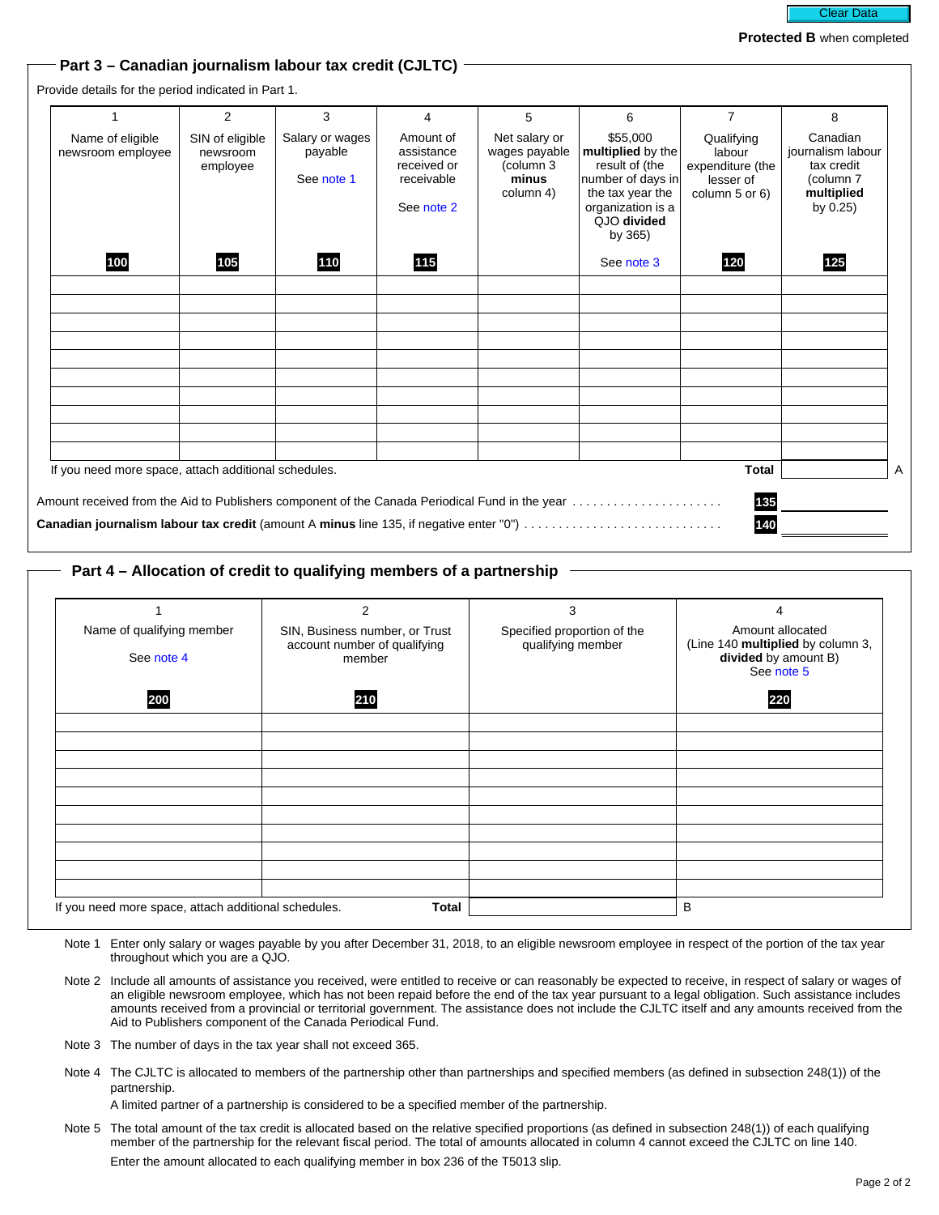Clear Data

**Protected B** when completed

## Part 3 – Canadian journalism labour tax credit (CJLTC)

Provide details for the period indicated in Part 1.

| 1<br>Name of eligible newsroom employee<br>100 | 2<br>SIN of eligible newsroom employee<br>105 | 3<br>Salary or wages payable<br>See note 1<br>110 | 4<br>Amount of assistance received or receivable<br>See note 2<br>115 | 5<br>Net salary or wages payable (column 3 **minus** column 4) | 6<br>$55,000 **multiplied** by the result of (the number of days in the tax year the organization is a QJO **divided** by 365)<br>See note 3 | 7<br>Qualifying labour expenditure (the lesser of column 5 or 6)<br>120 | 8<br>Canadian journalism labour tax credit (column 7 **multiplied** by 0.25)<br>125 |
|---|---|---|---|---|---|---|---|
| | | | | | | | |
| | | | | | | | |
| | | | | | | | |
| | | | | | | | |
| | | | | | | | |
| | | | | | | | |
| | | | | | | | |
| | | | | | | | |
| | | | | | | | |
| | | | | | | | |
| If you need more space, attach additional schedules. | | | | | | **Total** | A |

Amount received from the Aid to Publishers component of the Canada Periodical Fund in the year ..................... 135 ________

**Canadian journalism labour tax credit** (amount A **minus** line 135, if negative enter "0") ............................ 140 ________

## Part 4 – Allocation of credit to qualifying members of a partnership

| 1<br>Name of qualifying member<br>See note 4<br>200 | 2<br>SIN, Business number, or Trust account number of qualifying member<br>210 | 3<br>Specified proportion of the qualifying member | 4<br>Amount allocated (Line 140 **multiplied** by column 3, **divided** by amount B)<br>See note 5<br>220 |
|---|---|---|---|
| | | | |
| | | | |
| | | | |
| | | | |
| | | | |
| | | | |
| | | | |
| | | | |
| | | | |
| | | | |
| If you need more space, attach additional schedules. | **Total** | | B |

Note 1 Enter only salary or wages payable by you after December 31, 2018, to an eligible newsroom employee in respect of the portion of the tax year throughout which you are a QJO.

Note 2 Include all amounts of assistance you received, were entitled to receive or can reasonably be expected to receive, in respect of salary or wages of an eligible newsroom employee, which has not been repaid before the end of the tax year pursuant to a legal obligation. Such assistance includes amounts received from a provincial or territorial government. The assistance does not include the CJLTC itself and any amounts received from the Aid to Publishers component of the Canada Periodical Fund.

Note 3 The number of days in the tax year shall not exceed 365.

Note 4 The CJLTC is allocated to members of the partnership other than partnerships and specified members (as defined in subsection 248(1)) of the partnership.

A limited partner of a partnership is considered to be a specified member of the partnership.

Note 5 The total amount of the tax credit is allocated based on the relative specified proportions (as defined in subsection 248(1)) of each qualifying member of the partnership for the relevant fiscal period. The total of amounts allocated in column 4 cannot exceed the CJLTC on line 140.

Enter the amount allocated to each qualifying member in box 236 of the T5013 slip.